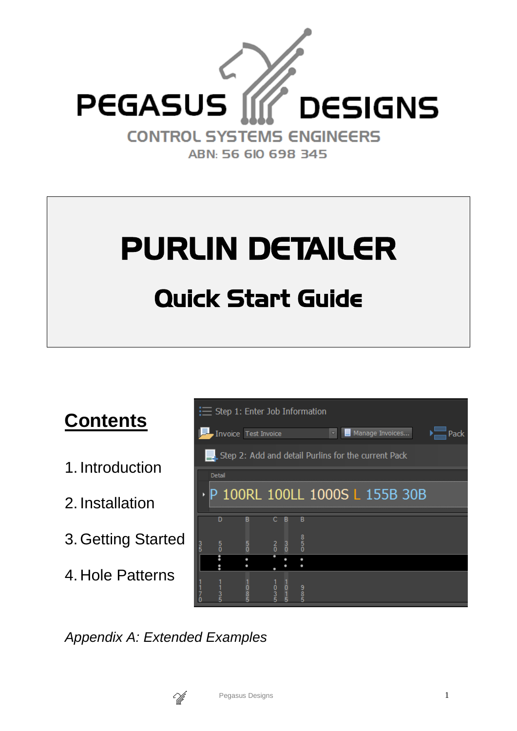PEGASUS DESIGNS

CONTROL SYSTEMS ENGINEERS

ABN: 56 610 698 345

# PURLIN DETAILER

## Quick Start Guide

## Contents

1. Introduction
2. Installation
3. Getting Started
4. Hole Patterns

*Appendix A: Extended Examples*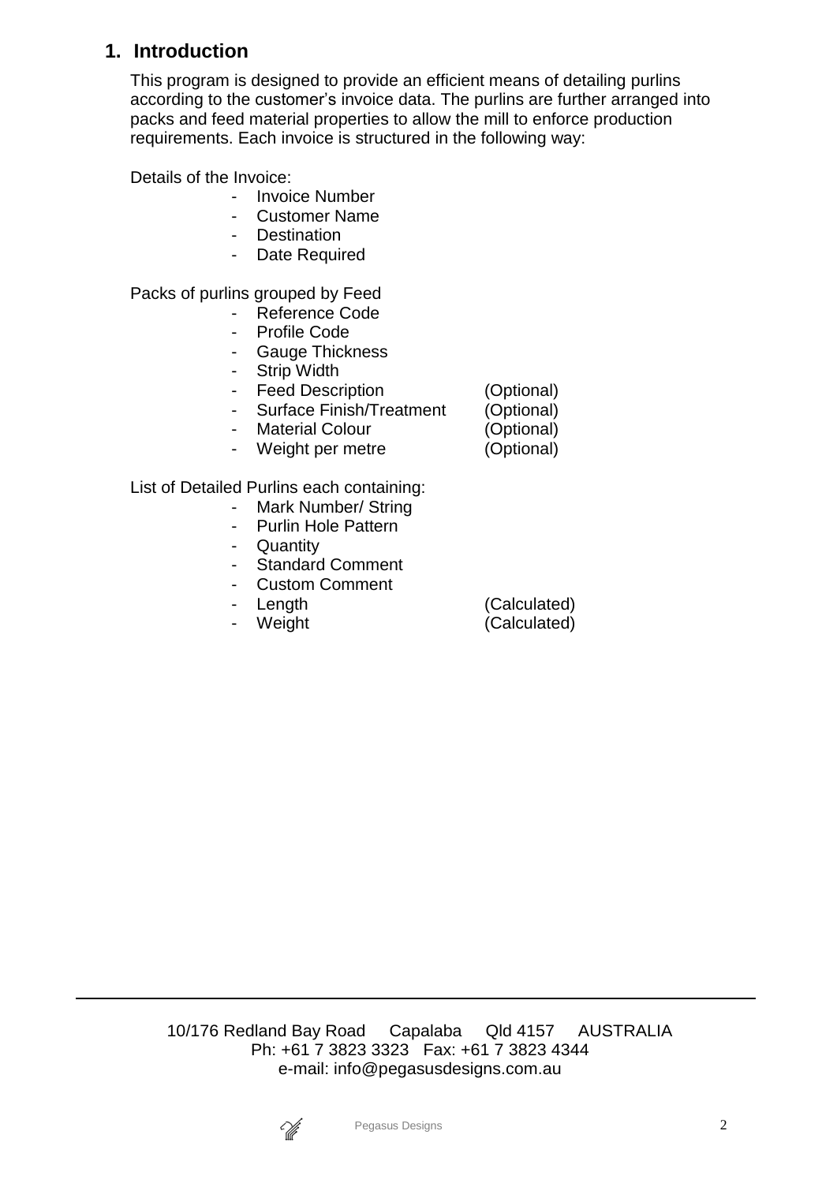## 1. Introduction

This program is designed to provide an efficient means of detailing purlins according to the customer's invoice data. The purlins are further arranged into packs and feed material properties to allow the mill to enforce production requirements. Each invoice is structured in the following way:

Details of the Invoice:

- Invoice Number
- Customer Name
- Destination
- Date Required

Packs of purlins grouped by Feed

- Reference Code
- Profile Code
- Gauge Thickness
- Strip Width
- Feed Description (Optional)
- Surface Finish/Treatment (Optional)
- Material Colour (Optional)
- Weight per metre (Optional)

List of Detailed Purlins each containing:

- Mark Number/ String
- Purlin Hole Pattern
- Quantity
- Standard Comment
- Custom Comment
- Length (Calculated)
- Weight (Calculated)

10/176 Redland Bay Road Capalaba Qld 4157 AUSTRALIA
Ph: +61 7 3823 3323 Fax: +61 7 3823 4344
e-mail: info@pegasusdesigns.com.au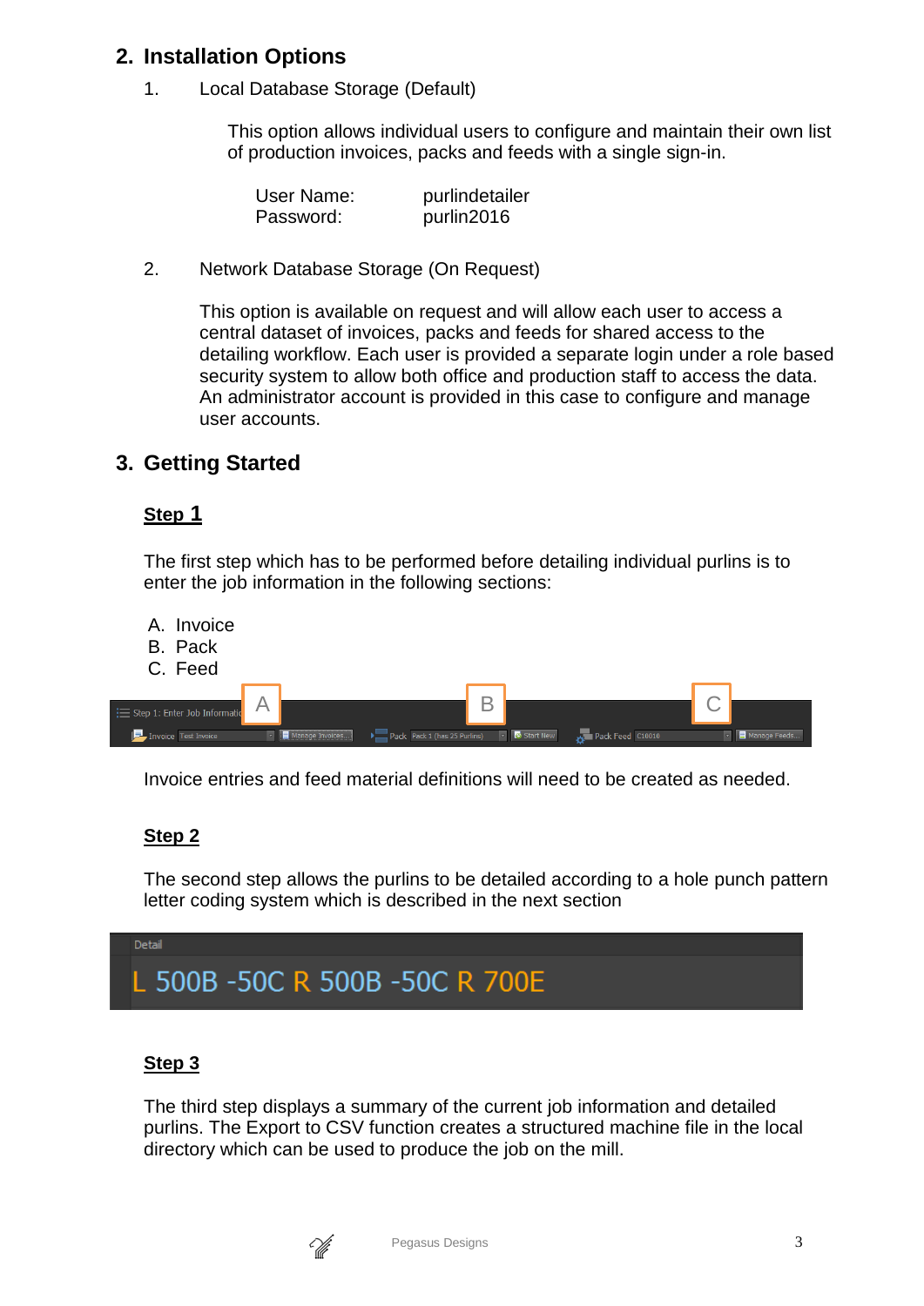## 2. Installation Options

1. Local Database Storage (Default)

   This option allows individual users to configure and maintain their own list of production invoices, packs and feeds with a single sign-in.

   User Name: purlindetailer
   Password: purlin2016

2. Network Database Storage (On Request)

   This option is available on request and will allow each user to access a central dataset of invoices, packs and feeds for shared access to the detailing workflow. Each user is provided a separate login under a role based security system to allow both office and production staff to access the data. An administrator account is provided in this case to configure and manage user accounts.

## 3. Getting Started

**Step 1**

The first step which has to be performed before detailing individual purlins is to enter the job information in the following sections:

A. Invoice
B. Pack
C. Feed

Invoice entries and feed material definitions will need to be created as needed.

**Step 2**

The second step allows the purlins to be detailed according to a hole punch pattern letter coding system which is described in the next section

**Step 3**

The third step displays a summary of the current job information and detailed purlins. The Export to CSV function creates a structured machine file in the local directory which can be used to produce the job on the mill.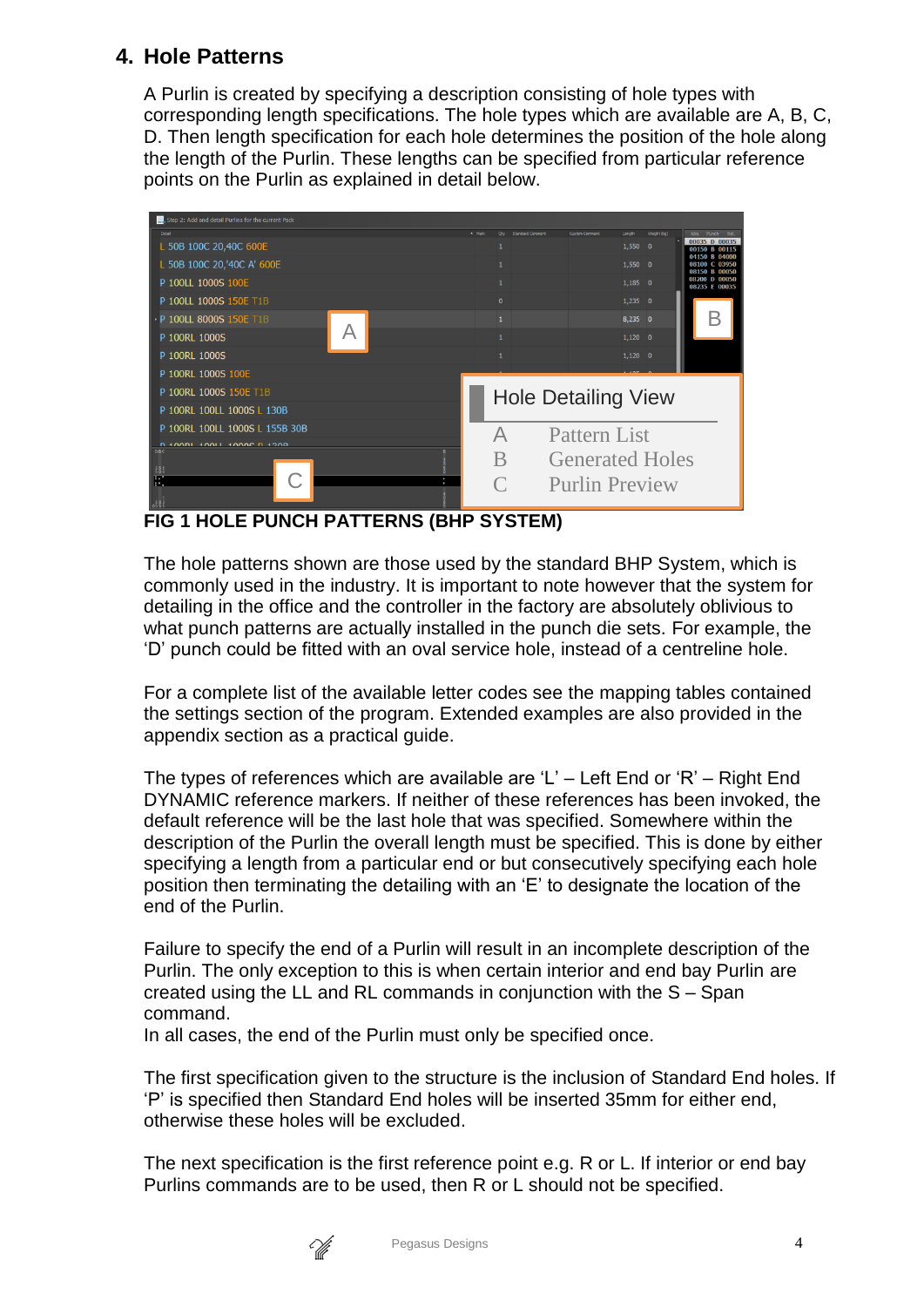## 4. Hole Patterns

A Purlin is created by specifying a description consisting of hole types with corresponding length specifications. The hole types which are available are A, B, C, D. Then length specification for each hole determines the position of the hole along the length of the Purlin. These lengths can be specified from particular reference points on the Purlin as explained in detail below.

**FIG 1 HOLE PUNCH PATTERNS (BHP SYSTEM)**

The hole patterns shown are those used by the standard BHP System, which is commonly used in the industry. It is important to note however that the system for detailing in the office and the controller in the factory are absolutely oblivious to what punch patterns are actually installed in the punch die sets. For example, the 'D' punch could be fitted with an oval service hole, instead of a centreline hole.

For a complete list of the available letter codes see the mapping tables contained the settings section of the program. Extended examples are also provided in the appendix section as a practical guide.

The types of references which are available are 'L' – Left End or 'R' – Right End DYNAMIC reference markers. If neither of these references has been invoked, the default reference will be the last hole that was specified. Somewhere within the description of the Purlin the overall length must be specified. This is done by either specifying a length from a particular end or but consecutively specifying each hole position then terminating the detailing with an 'E' to designate the location of the end of the Purlin.

Failure to specify the end of a Purlin will result in an incomplete description of the Purlin. The only exception to this is when certain interior and end bay Purlin are created using the LL and RL commands in conjunction with the S – Span command.
In all cases, the end of the Purlin must only be specified once.

The first specification given to the structure is the inclusion of Standard End holes. If 'P' is specified then Standard End holes will be inserted 35mm for either end, otherwise these holes will be excluded.

The next specification is the first reference point e.g. R or L. If interior or end bay Purlins commands are to be used, then R or L should not be specified.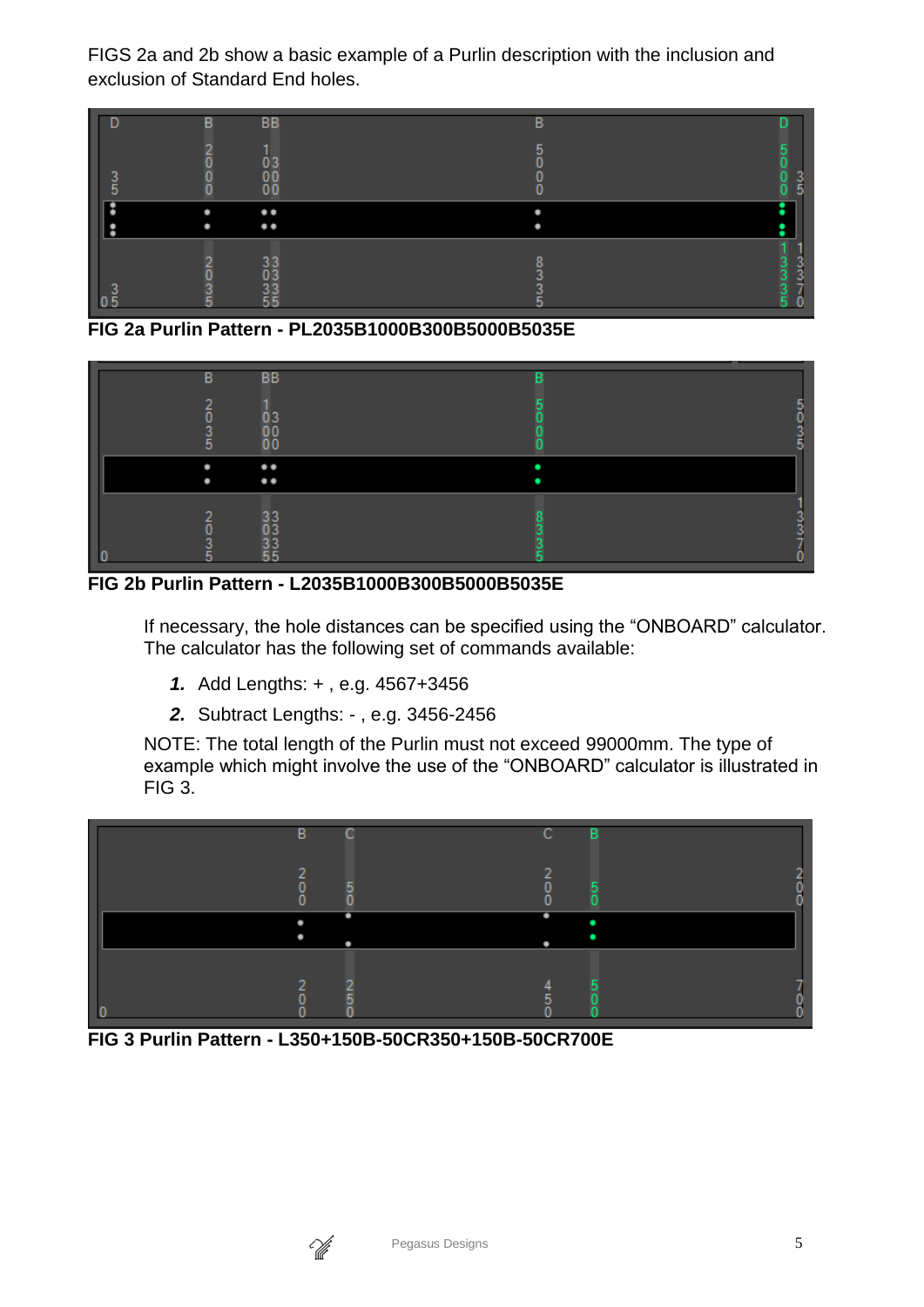FIGS 2a and 2b show a basic example of a Purlin description with the inclusion and exclusion of Standard End holes.

**FIG 2a Purlin Pattern - PL2035B1000B300B5000B5035E**

**FIG 2b Purlin Pattern - L2035B1000B300B5000B5035E**

If necessary, the hole distances can be specified using the “ONBOARD” calculator. The calculator has the following set of commands available:

1. Add Lengths: + , e.g. 4567+3456
2. Subtract Lengths: - , e.g. 3456-2456

NOTE: The total length of the Purlin must not exceed 99000mm. The type of example which might involve the use of the “ONBOARD” calculator is illustrated in FIG 3.

**FIG 3 Purlin Pattern - L350+150B-50CR350+150B-50CR700E**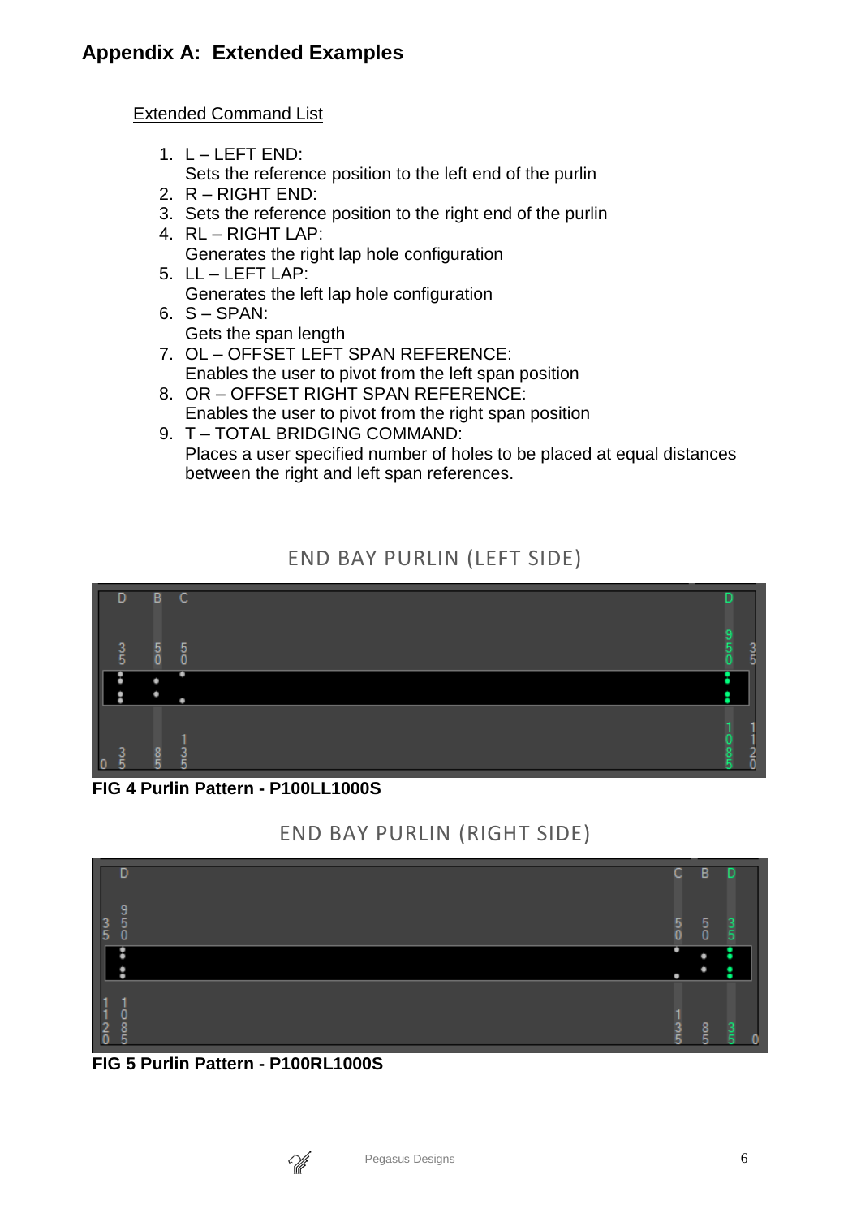## Appendix A: Extended Examples

Extended Command List

1. L – LEFT END:
   Sets the reference position to the left end of the purlin
2. R – RIGHT END:
3. Sets the reference position to the right end of the purlin
4. RL – RIGHT LAP:
   Generates the right lap hole configuration
5. LL – LEFT LAP:
   Generates the left lap hole configuration
6. S – SPAN:
   Gets the span length
7. OL – OFFSET LEFT SPAN REFERENCE:
   Enables the user to pivot from the left span position
8. OR – OFFSET RIGHT SPAN REFERENCE:
   Enables the user to pivot from the right span position
9. T – TOTAL BRIDGING COMMAND:
   Places a user specified number of holes to be placed at equal distances between the right and left span references.

END BAY PURLIN (LEFT SIDE)

**FIG 4 Purlin Pattern - P100LL1000S**

END BAY PURLIN (RIGHT SIDE)

**FIG 5 Purlin Pattern - P100RL1000S**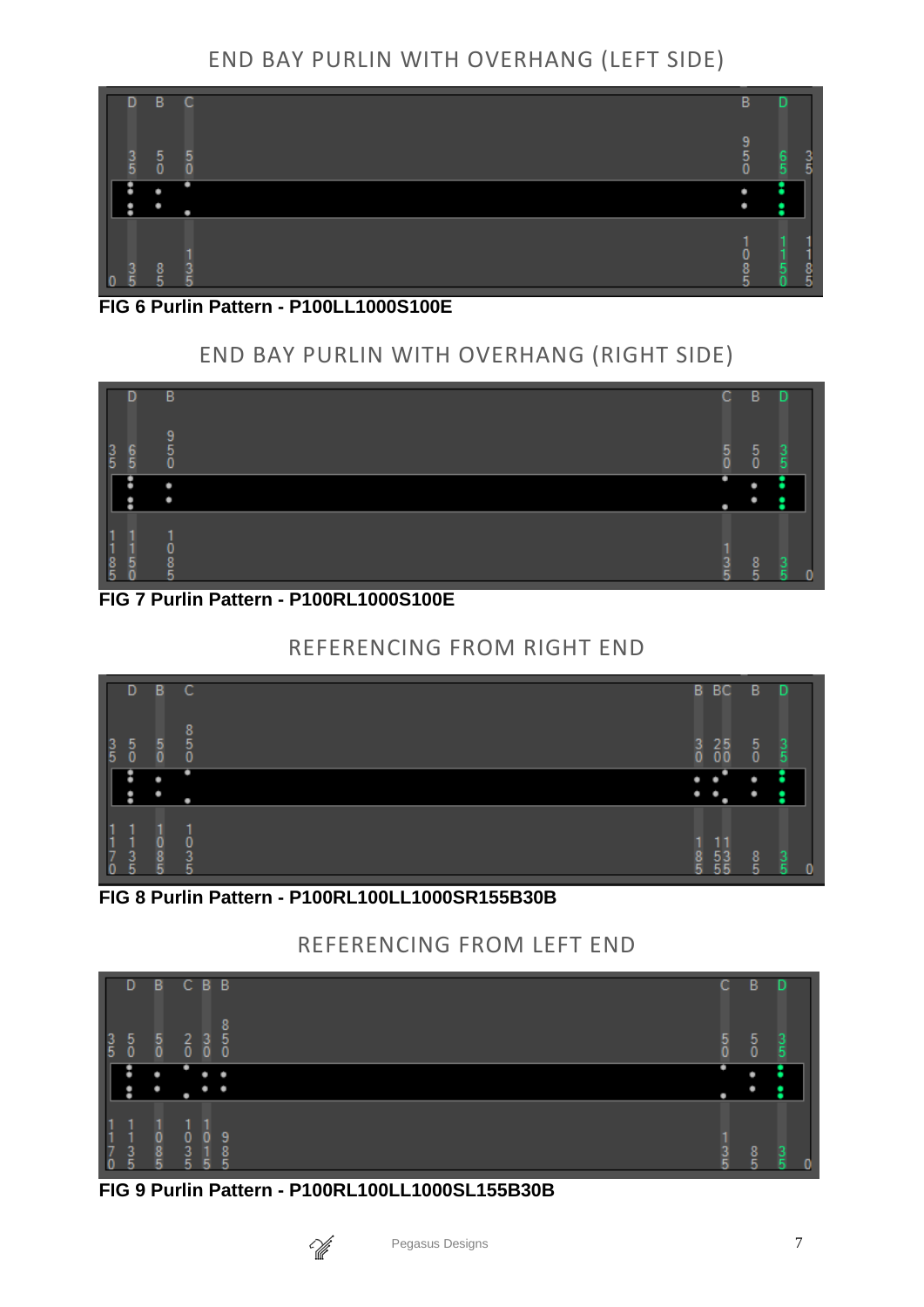## END BAY PURLIN WITH OVERHANG (LEFT SIDE)

**FIG 6 Purlin Pattern - P100LL1000S100E**

## END BAY PURLIN WITH OVERHANG (RIGHT SIDE)

**FIG 7 Purlin Pattern - P100RL1000S100E**

## REFERENCING FROM RIGHT END

**FIG 8 Purlin Pattern - P100RL100LL1000SR155B30B**

## REFERENCING FROM LEFT END

**FIG 9 Purlin Pattern - P100RL100LL1000SL155B30B**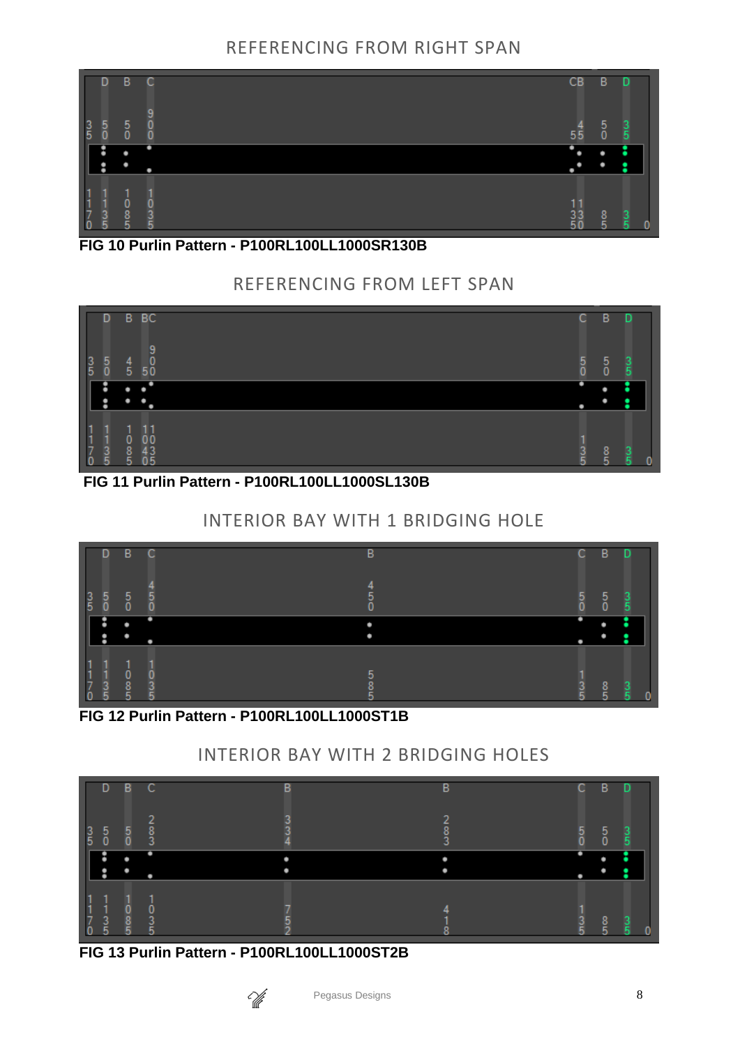## REFERENCING FROM RIGHT SPAN

**FIG 10 Purlin Pattern - P100RL100LL1000SR130B**

## REFERENCING FROM LEFT SPAN

**FIG 11 Purlin Pattern - P100RL100LL1000SL130B**

## INTERIOR BAY WITH 1 BRIDGING HOLE

**FIG 12 Purlin Pattern - P100RL100LL1000ST1B**

## INTERIOR BAY WITH 2 BRIDGING HOLES

**FIG 13 Purlin Pattern - P100RL100LL1000ST2B**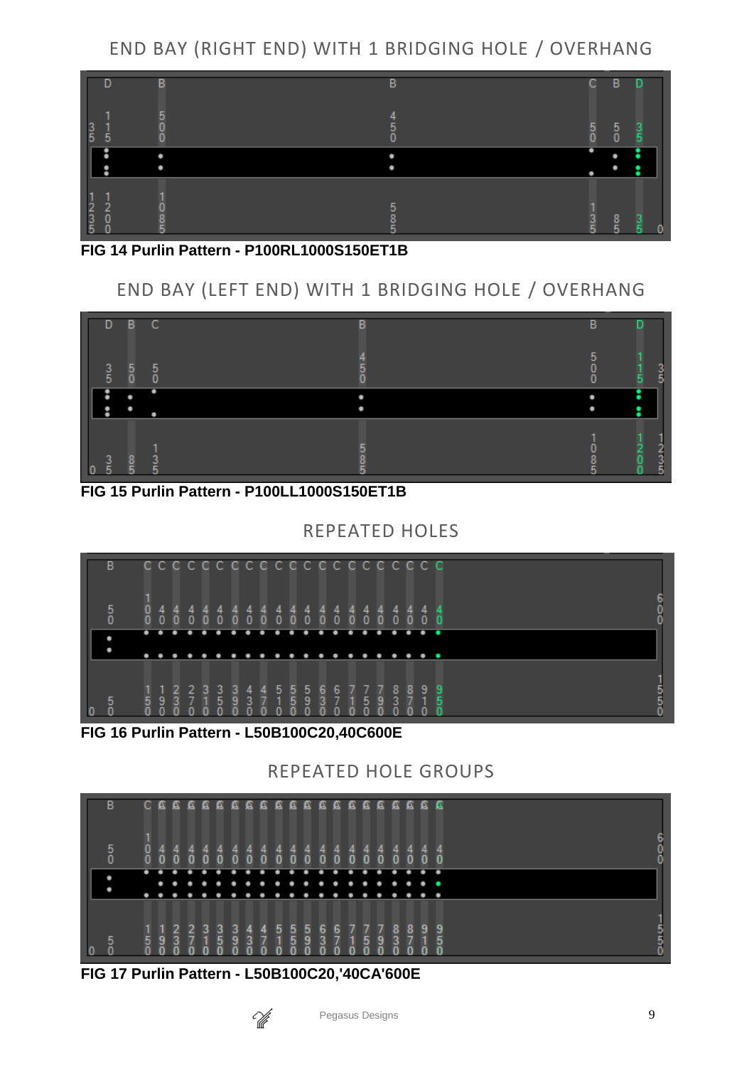END BAY (RIGHT END) WITH 1 BRIDGING HOLE / OVERHANG

D B B C B D

3 115 500 450 50 50 35

1235 1200 1085 585 135 85 35 0

**FIG 14 Purlin Pattern - P100RL1000S150ET1B**

END BAY (LEFT END) WITH 1 BRIDGING HOLE / OVERHANG

D B C B B D

35 50 50 450 500 115 35

0 35 85 135 585 1085 1200 1235

**FIG 15 Purlin Pattern - P100LL1000S150ET1B**

REPEATED HOLES

B C C C C C C C C C C C C C C C C C C C C

50 100 40 40 40 40 40 40 40 40 40 40 40 40 40 40 40 40 40 40 40 600

0 50 150 190 230 270 310 350 390 430 470 510 550 590 630 670 710 750 790 830 870 910 950 1550

**FIG 16 Purlin Pattern - L50B100C20,40C600E**

REPEATED HOLE GROUPS

B C CA CA CA CA CA CA CA CA CA CA CA CA CA CA CA CA CA CA CA CA

50 100 40 40 40 40 40 40 40 40 40 40 40 40 40 40 40 40 40 40 40 600

0 50 150 190 230 270 310 350 390 430 470 510 550 590 630 670 710 750 790 830 870 910 950 1550

**FIG 17 Purlin Pattern - L50B100C20,'40CA'600E**